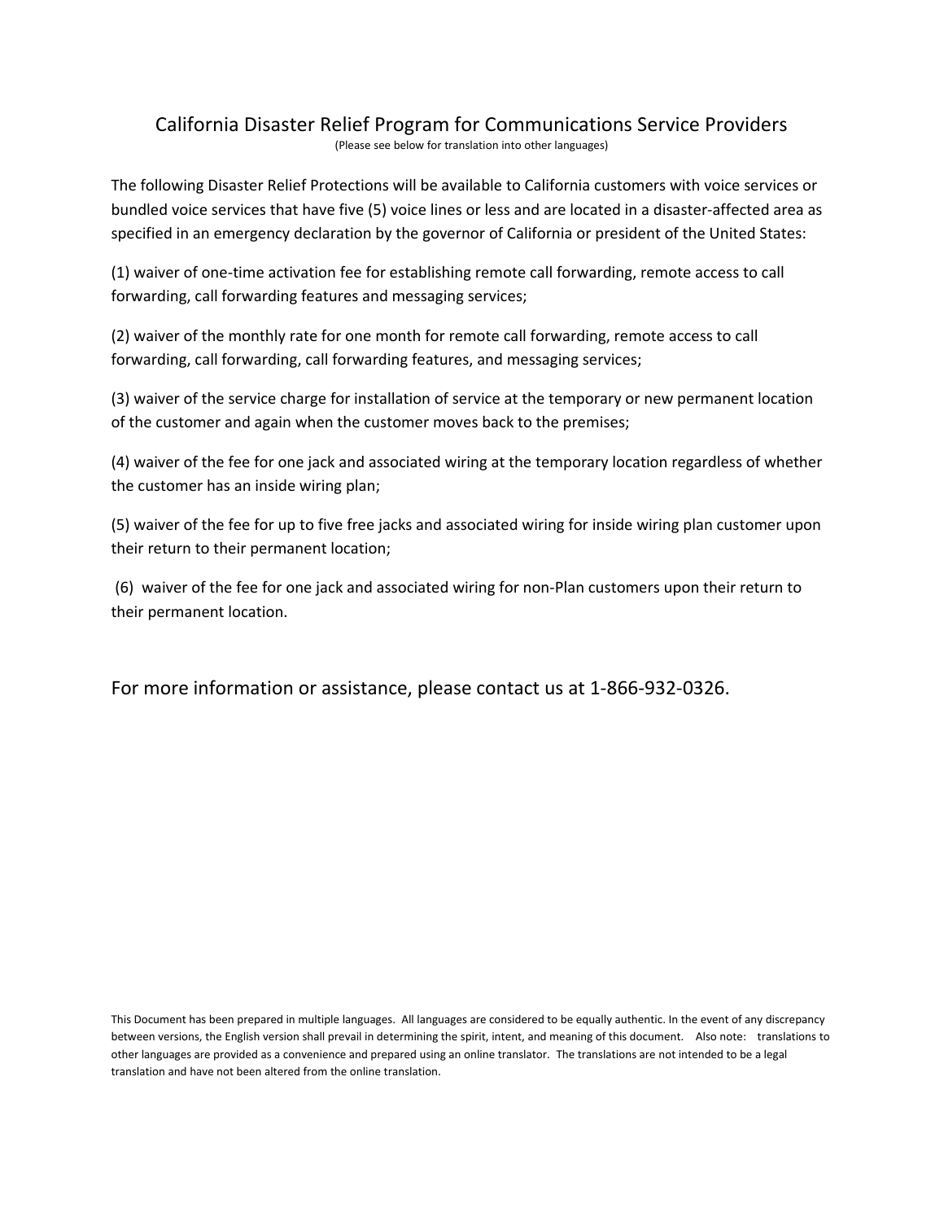# California Disaster Relief Program for Communications Service Providers

(Please see below for translation into other languages)

The following Disaster Relief Protections will be available to California customers with voice services or bundled voice services that have five (5) voice lines or less and are located in a disaster-affected area as specified in an emergency declaration by the governor of California or president of the United States:

(1) waiver of one-time activation fee for establishing remote call forwarding, remote access to call forwarding, call forwarding features and messaging services;

(2) waiver of the monthly rate for one month for remote call forwarding, remote access to call forwarding, call forwarding, call forwarding features, and messaging services;

(3) waiver of the service charge for installation of service at the temporary or new permanent location of the customer and again when the customer moves back to the premises;

(4) waiver of the fee for one jack and associated wiring at the temporary location regardless of whether the customer has an inside wiring plan;

(5) waiver of the fee for up to five free jacks and associated wiring for inside wiring plan customer upon their return to their permanent location;

(6) waiver of the fee for one jack and associated wiring for non-Plan customers upon their return to their permanent location.

For more information or assistance, please contact us at 1-866-932-0326.

This Document has been prepared in multiple languages. All languages are considered to be equally authentic. In the event of any discrepancy between versions, the English version shall prevail in determining the spirit, intent, and meaning of this document. Also note: translations to other languages are provided as a convenience and prepared using an online translator. The translations are not intended to be a legal translation and have not been altered from the online translation.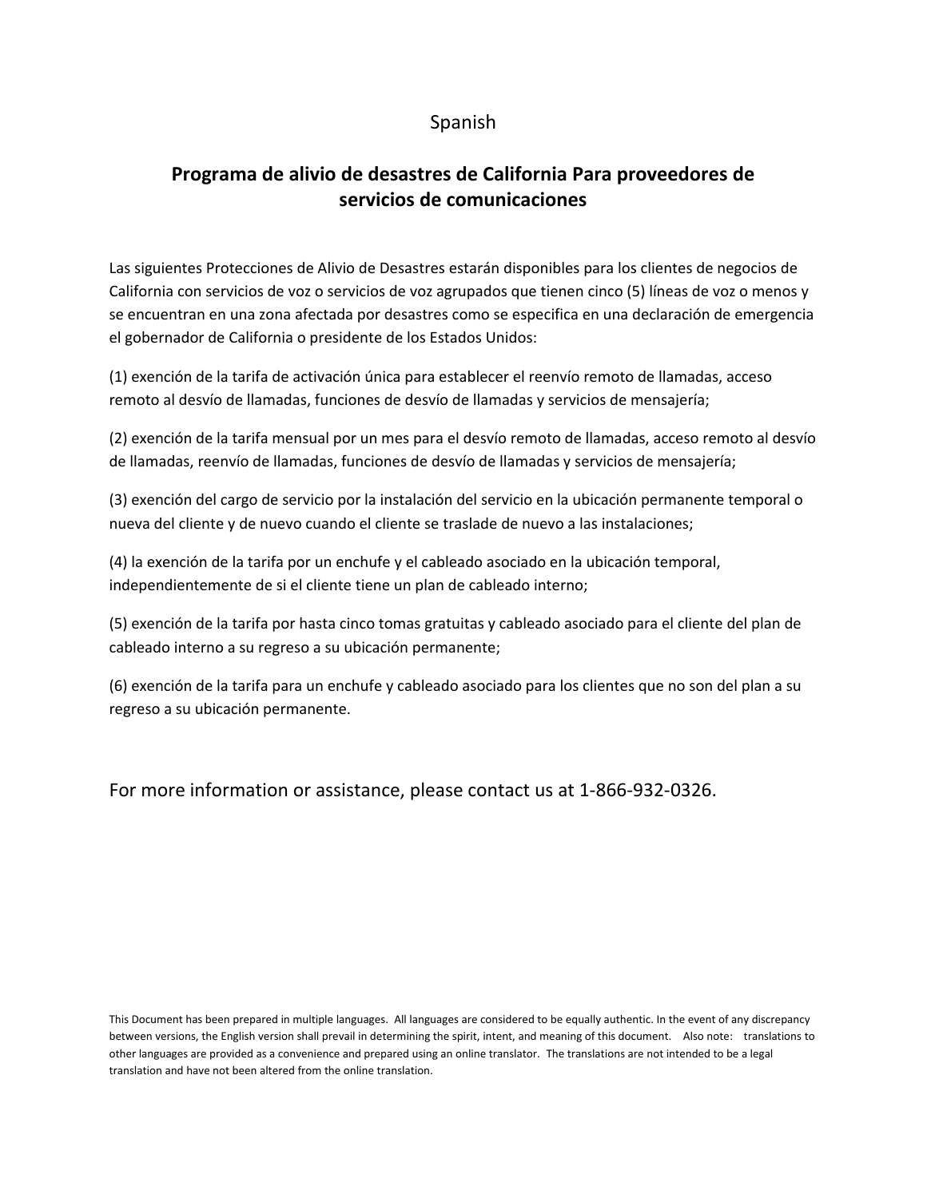Spanish

## Programa de alivio de desastres de California Para proveedores de servicios de comunicaciones

Las siguientes Protecciones de Alivio de Desastres estarán disponibles para los clientes de negocios de California con servicios de voz o servicios de voz agrupados que tienen cinco (5) líneas de voz o menos y se encuentran en una zona afectada por desastres como se especifica en una declaración de emergencia el gobernador de California o presidente de los Estados Unidos:

(1) exención de la tarifa de activación única para establecer el reenvío remoto de llamadas, acceso remoto al desvío de llamadas, funciones de desvío de llamadas y servicios de mensajería;

(2) exención de la tarifa mensual por un mes para el desvío remoto de llamadas, acceso remoto al desvío de llamadas, reenvío de llamadas, funciones de desvío de llamadas y servicios de mensajería;

(3) exención del cargo de servicio por la instalación del servicio en la ubicación permanente temporal o nueva del cliente y de nuevo cuando el cliente se traslade de nuevo a las instalaciones;

(4) la exención de la tarifa por un enchufe y el cableado asociado en la ubicación temporal, independientemente de si el cliente tiene un plan de cableado interno;

(5) exención de la tarifa por hasta cinco tomas gratuitas y cableado asociado para el cliente del plan de cableado interno a su regreso a su ubicación permanente;

(6) exención de la tarifa para un enchufe y cableado asociado para los clientes que no son del plan a su regreso a su ubicación permanente.

For more information or assistance, please contact us at 1-866-932-0326.

This Document has been prepared in multiple languages. All languages are considered to be equally authentic. In the event of any discrepancy between versions, the English version shall prevail in determining the spirit, intent, and meaning of this document. Also note: translations to other languages are provided as a convenience and prepared using an online translator. The translations are not intended to be a legal translation and have not been altered from the online translation.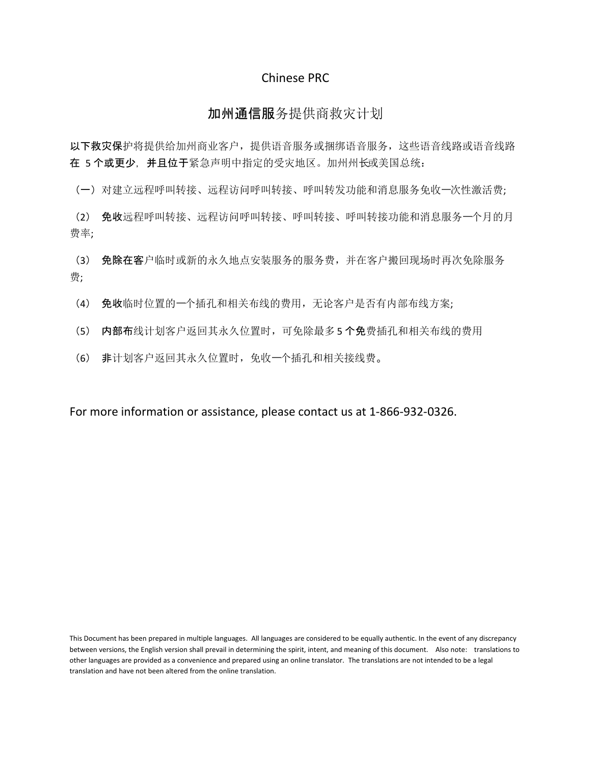Chinese PRC

## 加州通信服务提供商救灾计划

**以下救灾保**护将提供给加州商业客户，提供语音服务或捆绑语音服务，这些语音线路或语音线路**在 5 个或更少**，**并且位于**紧急声明中指定的受灾地区。加州州长或美国总统：

（一）对建立远程呼叫转接、远程访问呼叫转接、呼叫转发功能和消息服务免收一次性激活费;

（2） **免收**远程呼叫转接、远程访问呼叫转接、呼叫转接、呼叫转接功能和消息服务一个月的月费率;

（3） **免除在客**户临时或新的永久地点安装服务的服务费，并在客户搬回现场时再次免除服务费;

（4） **免收**临时位置的一个插孔和相关布线的费用，无论客户是否有内部布线方案;

（5） **内部布**线计划客户返回其永久位置时，可免除最多 5 **个免**费插孔和相关布线的费用

（6） **非**计划客户返回其永久位置时，免收一个插孔和相关接线费。

For more information or assistance, please contact us at 1-866-932-0326.

This Document has been prepared in multiple languages. All languages are considered to be equally authentic. In the event of any discrepancy between versions, the English version shall prevail in determining the spirit, intent, and meaning of this document. Also note: translations to other languages are provided as a convenience and prepared using an online translator. The translations are not intended to be a legal translation and have not been altered from the online translation.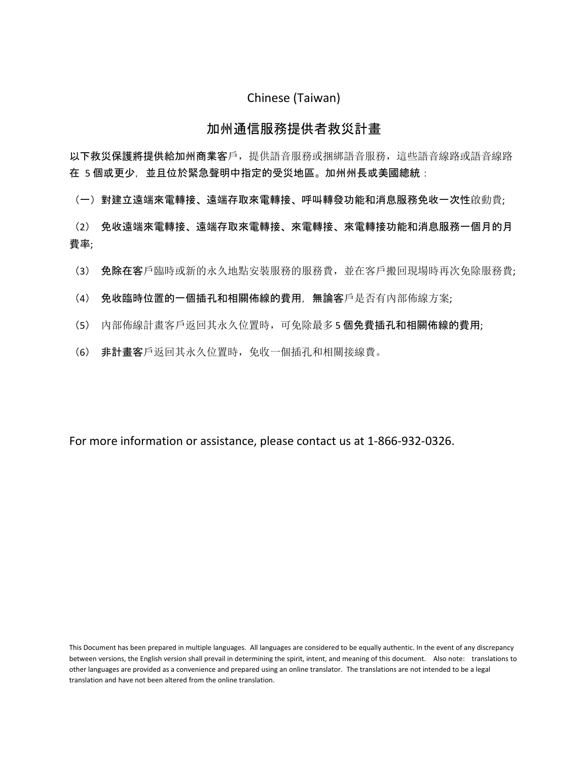Chinese (Taiwan)

## 加州通信服務提供者救災計畫

**以下救災保護將提供給加州商業客**戶，提供語音服務或捆綁語音服務，這些語音線路或語音線路**在 5 個或更少，並且位於緊急聲明中指定的受災地區。加州州長或美國總統**：

（一）**對建立遠端來電轉接、遠端存取來電轉接、呼叫轉發功能和消息服務免收一次性**啟動費;

（2） **免收遠端來電轉接、遠端存取來電轉接、來電轉接、來電轉接功能和消息服務一個月的月費率**;

（3） **免除在客**戶臨時或新的永久地點安裝服務的服務費，並在客戶搬回現場時再次免除服務費;

（4） **免收臨時位置的一個插孔和相關佈線的費用，無論客**戶是否有內部佈線方案;

（5） 內部佈線計畫客戶返回其永久位置時，可免除最多 5 **個免費插孔和相關佈線的費用**;

（6） **非計畫客**戶返回其永久位置時，免收一個插孔和相關接線費。

For more information or assistance, please contact us at 1-866-932-0326.

This Document has been prepared in multiple languages. All languages are considered to be equally authentic. In the event of any discrepancy between versions, the English version shall prevail in determining the spirit, intent, and meaning of this document. Also note: translations to other languages are provided as a convenience and prepared using an online translator. The translations are not intended to be a legal translation and have not been altered from the online translation.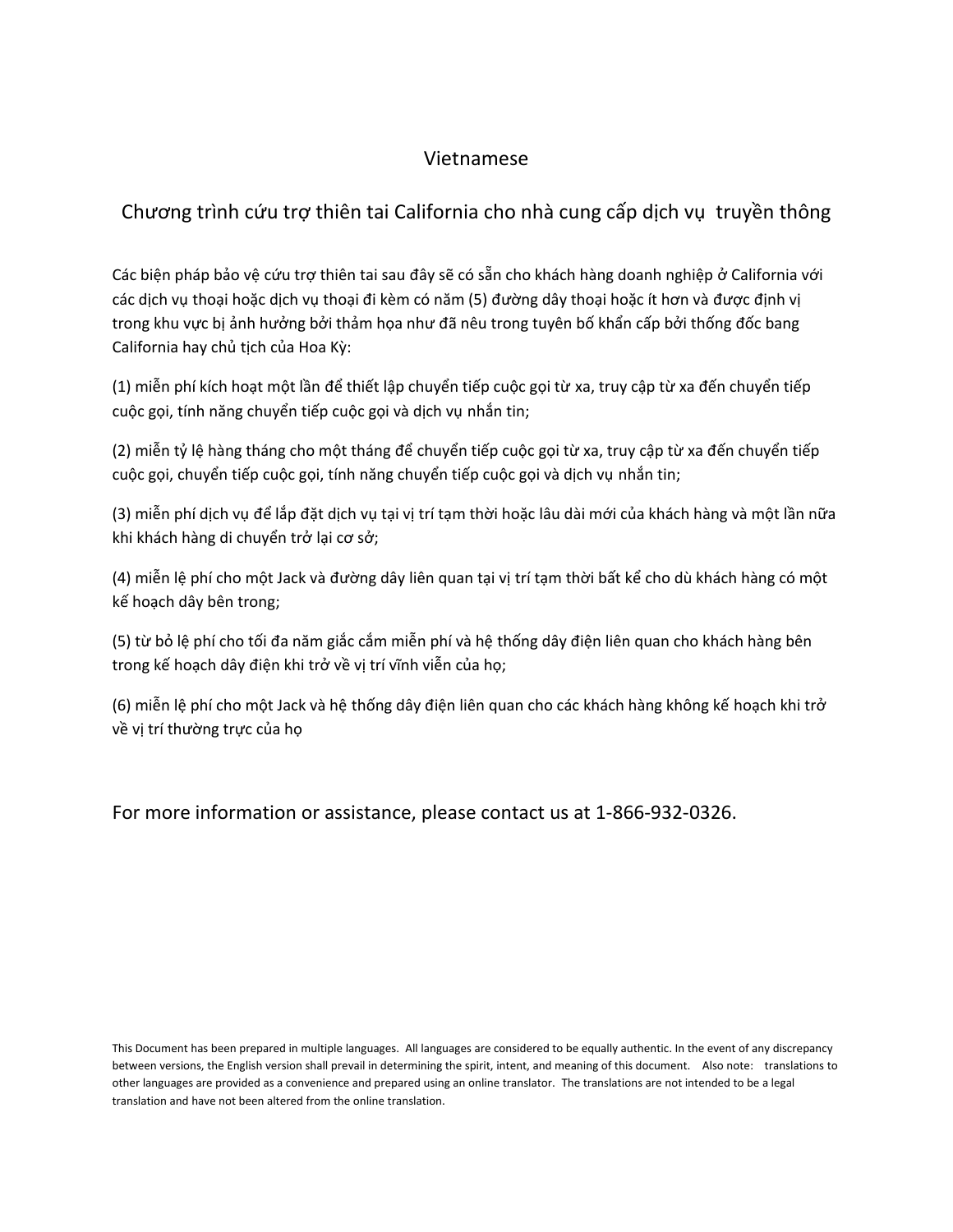# Vietnamese

## Chương trình cứu trợ thiên tai California cho nhà cung cấp dịch vụ truyền thông

Các biện pháp bảo vệ cứu trợ thiên tai sau đây sẽ có sẵn cho khách hàng doanh nghiệp ở California với các dịch vụ thoại hoặc dịch vụ thoại đi kèm có năm (5) đường dây thoại hoặc ít hơn và được định vị trong khu vực bị ảnh hưởng bởi thảm họa như đã nêu trong tuyên bố khẩn cấp bởi thống đốc bang California hay chủ tịch của Hoa Kỳ:

(1) miễn phí kích hoạt một lần để thiết lập chuyển tiếp cuộc gọi từ xa, truy cập từ xa đến chuyển tiếp cuộc gọi, tính năng chuyển tiếp cuộc gọi và dịch vụ nhắn tin;

(2) miễn tỷ lệ hàng tháng cho một tháng để chuyển tiếp cuộc gọi từ xa, truy cập từ xa đến chuyển tiếp cuộc gọi, chuyển tiếp cuộc gọi, tính năng chuyển tiếp cuộc gọi và dịch vụ nhắn tin;

(3) miễn phí dịch vụ để lắp đặt dịch vụ tại vị trí tạm thời hoặc lâu dài mới của khách hàng và một lần nữa khi khách hàng di chuyển trở lại cơ sở;

(4) miễn lệ phí cho một Jack và đường dây liên quan tại vị trí tạm thời bất kể cho dù khách hàng có một kế hoạch dây bên trong;

(5) từ bỏ lệ phí cho tối đa năm giắc cắm miễn phí và hệ thống dây điện liên quan cho khách hàng bên trong kế hoạch dây điện khi trở về vị trí vĩnh viễn của họ;

(6) miễn lệ phí cho một Jack và hệ thống dây điện liên quan cho các khách hàng không kế hoạch khi trở về vị trí thường trực của họ

For more information or assistance, please contact us at 1-866-932-0326.

This Document has been prepared in multiple languages. All languages are considered to be equally authentic. In the event of any discrepancy between versions, the English version shall prevail in determining the spirit, intent, and meaning of this document. Also note: translations to other languages are provided as a convenience and prepared using an online translator. The translations are not intended to be a legal translation and have not been altered from the online translation.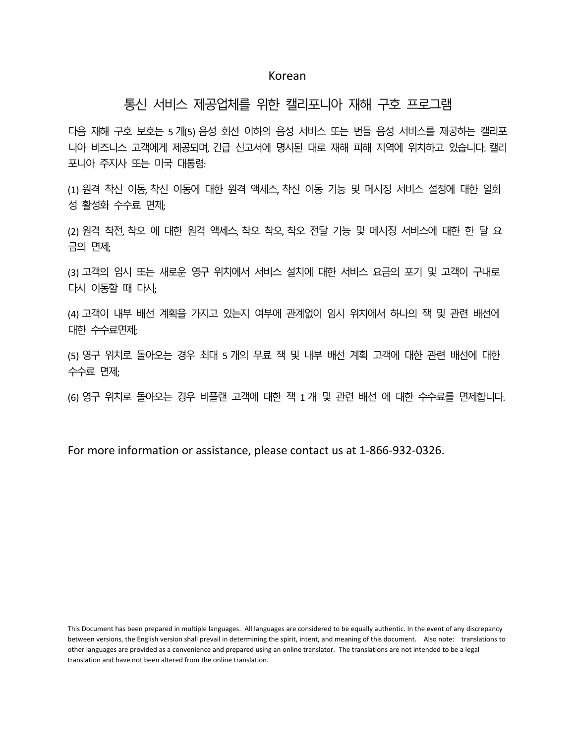Korean

# 통신 서비스 제공업체를 위한 캘리포니아 재해 구호 프로그램

다음 재해 구호 보호는 5 개(5) 음성 회선 이하의 음성 서비스 또는 번들 음성 서비스를 제공하는 캘리포니아 비즈니스 고객에게 제공되며, 긴급 신고서에 명시된 대로 재해 피해 지역에 위치하고 있습니다. 캘리포니아 주지사 또는 미국 대통령:

(1) 원격 착신 이동, 착신 이동에 대한 원격 액세스, 착신 이동 기능 및 메시징 서비스 설정에 대한 일회성 활성화 수수료 면제;

(2) 원격 착전, 착오 에 대한 원격 액세스, 착오 착오, 착오 전달 기능 및 메시징 서비스에 대한 한 달 요금의 면제;

(3) 고객의 임시 또는 새로운 영구 위치에서 서비스 설치에 대한 서비스 요금의 포기 및 고객이 구내로 다시 이동할 때 다시;

(4) 고객이 내부 배선 계획을 가지고 있는지 여부에 관계없이 임시 위치에서 하나의 잭 및 관련 배선에 대한 수수료면제;

(5) 영구 위치로 돌아오는 경우 최대 5 개의 무료 잭 및 내부 배선 계획 고객에 대한 관련 배선에 대한 수수료 면제;

(6) 영구 위치로 돌아오는 경우 비플랜 고객에 대한 잭 1 개 및 관련 배선 에 대한 수수료를 면제합니다.

For more information or assistance, please contact us at 1-866-932-0326.

This Document has been prepared in multiple languages. All languages are considered to be equally authentic. In the event of any discrepancy between versions, the English version shall prevail in determining the spirit, intent, and meaning of this document. Also note: translations to other languages are provided as a convenience and prepared using an online translator. The translations are not intended to be a legal translation and have not been altered from the online translation.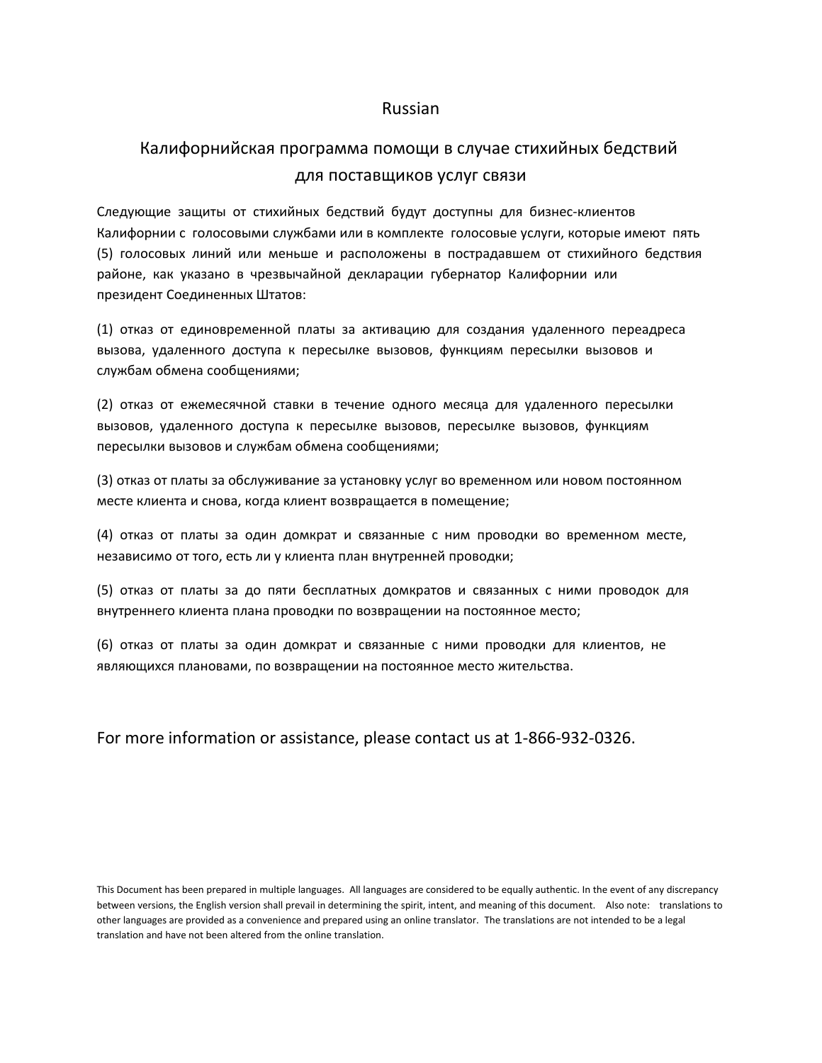Russian

# Калифорнийская программа помощи в случае стихийных бедствий для поставщиков услуг связи

Следующие защиты от стихийных бедствий будут доступны для бизнес-клиентов Калифорнии с голосовыми службами или в комплекте голосовые услуги, которые имеют пять (5) голосовых линий или меньше и расположены в пострадавшем от стихийного бедствия районе, как указано в чрезвычайной декларации губернатор Калифорнии или президент Соединенных Штатов:

(1) отказ от единовременной платы за активацию для создания удаленного переадреса вызова, удаленного доступа к пересылке вызовов, функциям пересылки вызовов и службам обмена сообщениями;

(2) отказ от ежемесячной ставки в течение одного месяца для удаленного пересылки вызовов, удаленного доступа к пересылке вызовов, пересылке вызовов, функциям пересылки вызовов и службам обмена сообщениями;

(3) отказ от платы за обслуживание за установку услуг во временном или новом постоянном месте клиента и снова, когда клиент возвращается в помещение;

(4) отказ от платы за один домкрат и связанные с ним проводки во временном месте, независимо от того, есть ли у клиента план внутренней проводки;

(5) отказ от платы за до пяти бесплатных домкратов и связанных с ними проводок для внутреннего клиента плана проводки по возвращении на постоянное место;

(6) отказ от платы за один домкрат и связанные с ними проводки для клиентов, не являющихся плановыми, по возвращении на постоянное место жительства.

For more information or assistance, please contact us at 1-866-932-0326.

This Document has been prepared in multiple languages. All languages are considered to be equally authentic. In the event of any discrepancy between versions, the English version shall prevail in determining the spirit, intent, and meaning of this document. Also note: translations to other languages are provided as a convenience and prepared using an online translator. The translations are not intended to be a legal translation and have not been altered from the online translation.